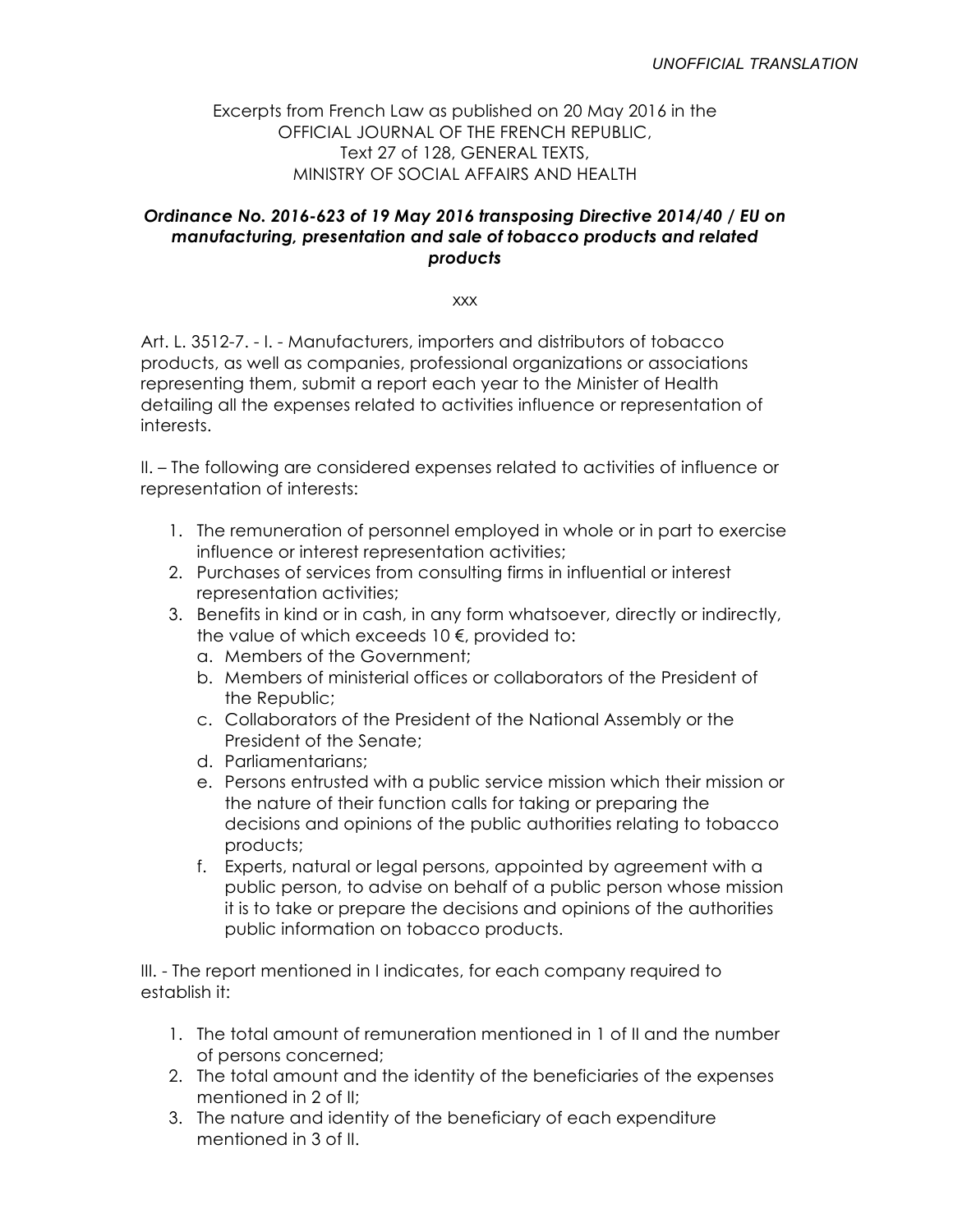*UNOFFICIAL TRANSLATION*

Excerpts from French Law as published on 20 May 2016 in the
OFFICIAL JOURNAL OF THE FRENCH REPUBLIC,
Text 27 of 128, GENERAL TEXTS,
MINISTRY OF SOCIAL AFFAIRS AND HEALTH

***Ordinance No. 2016-623 of 19 May 2016 transposing Directive 2014/40 / EU on manufacturing, presentation and sale of tobacco products and related products***

xxx

Art. L. 3512-7. - I. - Manufacturers, importers and distributors of tobacco products, as well as companies, professional organizations or associations representing them, submit a report each year to the Minister of Health detailing all the expenses related to activities influence or representation of interests.

II. – The following are considered expenses related to activities of influence or representation of interests:

1. The remuneration of personnel employed in whole or in part to exercise influence or interest representation activities;
2. Purchases of services from consulting firms in influential or interest representation activities;
3. Benefits in kind or in cash, in any form whatsoever, directly or indirectly, the value of which exceeds 10 €, provided to:
   a. Members of the Government;
   b. Members of ministerial offices or collaborators of the President of the Republic;
   c. Collaborators of the President of the National Assembly or the President of the Senate;
   d. Parliamentarians;
   e. Persons entrusted with a public service mission which their mission or the nature of their function calls for taking or preparing the decisions and opinions of the public authorities relating to tobacco products;
   f. Experts, natural or legal persons, appointed by agreement with a public person, to advise on behalf of a public person whose mission it is to take or prepare the decisions and opinions of the authorities public information on tobacco products.

III. - The report mentioned in I indicates, for each company required to establish it:

1. The total amount of remuneration mentioned in 1 of II and the number of persons concerned;
2. The total amount and the identity of the beneficiaries of the expenses mentioned in 2 of II;
3. The nature and identity of the beneficiary of each expenditure mentioned in 3 of II.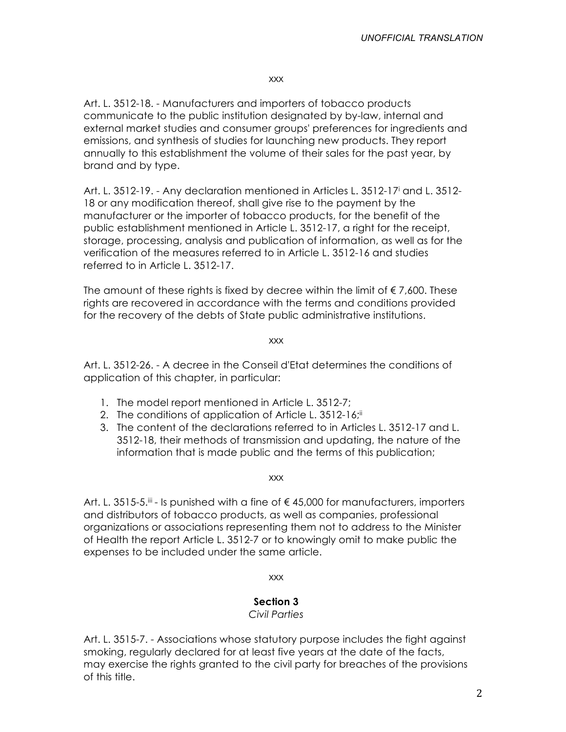xxx

Art. L. 3512-18. - Manufacturers and importers of tobacco products communicate to the public institution designated by by-law, internal and external market studies and consumer groups' preferences for ingredients and emissions, and synthesis of studies for launching new products. They report annually to this establishment the volume of their sales for the past year, by brand and by type.

Art. L. 3512-19. - Any declaration mentioned in Articles L. 3512-17[i] and L. 3512-18 or any modification thereof, shall give rise to the payment by the manufacturer or the importer of tobacco products, for the benefit of the public establishment mentioned in Article L. 3512-17, a right for the receipt, storage, processing, analysis and publication of information, as well as for the verification of the measures referred to in Article L. 3512-16 and studies referred to in Article L. 3512-17.

The amount of these rights is fixed by decree within the limit of € 7,600. These rights are recovered in accordance with the terms and conditions provided for the recovery of the debts of State public administrative institutions.

xxx

Art. L. 3512-26. - A decree in the Conseil d'Etat determines the conditions of application of this chapter, in particular:

1. The model report mentioned in Article L. 3512-7;
2. The conditions of application of Article L. 3512-16;[ii]
3. The content of the declarations referred to in Articles L. 3512-17 and L. 3512-18, their methods of transmission and updating, the nature of the information that is made public and the terms of this publication;

xxx

Art. L. 3515-5.[iii] - Is punished with a fine of € 45,000 for manufacturers, importers and distributors of tobacco products, as well as companies, professional organizations or associations representing them not to address to the Minister of Health the report Article L. 3512-7 or to knowingly omit to make public the expenses to be included under the same article.

xxx

**Section 3**

*Civil Parties*

Art. L. 3515-7. - Associations whose statutory purpose includes the fight against smoking, regularly declared for at least five years at the date of the facts, may exercise the rights granted to the civil party for breaches of the provisions of this title.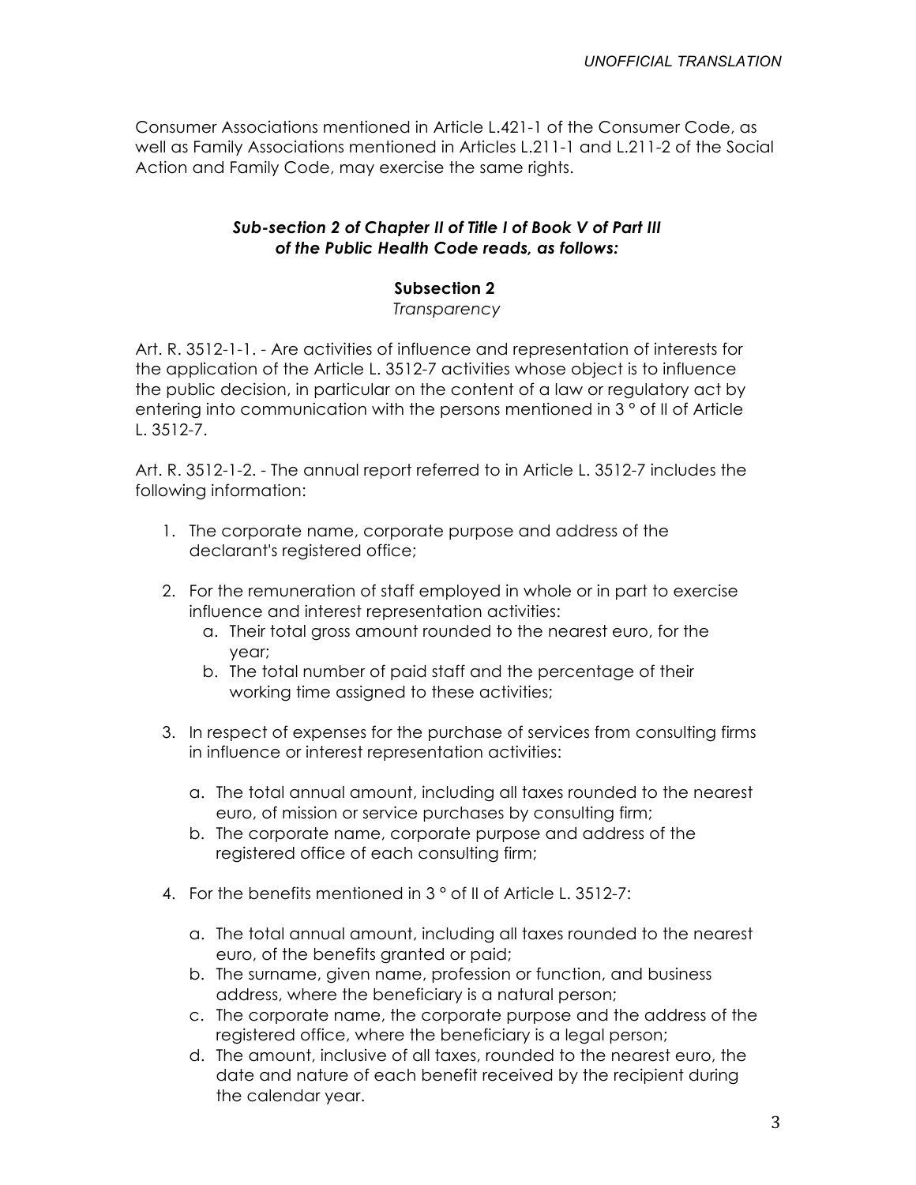Consumer Associations mentioned in Article L.421-1 of the Consumer Code, as well as Family Associations mentioned in Articles L.211-1 and L.211-2 of the Social Action and Family Code, may exercise the same rights.

***Sub-section 2 of Chapter II of Title I of Book V of Part III of the Public Health Code reads, as follows:***

**Subsection 2**

*Transparency*

Art. R. 3512-1-1. - Are activities of influence and representation of interests for the application of the Article L. 3512-7 activities whose object is to influence the public decision, in particular on the content of a law or regulatory act by entering into communication with the persons mentioned in 3 ° of II of Article L. 3512-7.

Art. R. 3512-1-2. - The annual report referred to in Article L. 3512-7 includes the following information:

1. The corporate name, corporate purpose and address of the declarant's registered office;
2. For the remuneration of staff employed in whole or in part to exercise influence and interest representation activities:
   a. Their total gross amount rounded to the nearest euro, for the year;
   b. The total number of paid staff and the percentage of their working time assigned to these activities;
3. In respect of expenses for the purchase of services from consulting firms in influence or interest representation activities:
   a. The total annual amount, including all taxes rounded to the nearest euro, of mission or service purchases by consulting firm;
   b. The corporate name, corporate purpose and address of the registered office of each consulting firm;
4. For the benefits mentioned in 3 ° of II of Article L. 3512-7:
   a. The total annual amount, including all taxes rounded to the nearest euro, of the benefits granted or paid;
   b. The surname, given name, profession or function, and business address, where the beneficiary is a natural person;
   c. The corporate name, the corporate purpose and the address of the registered office, where the beneficiary is a legal person;
   d. The amount, inclusive of all taxes, rounded to the nearest euro, the date and nature of each benefit received by the recipient during the calendar year.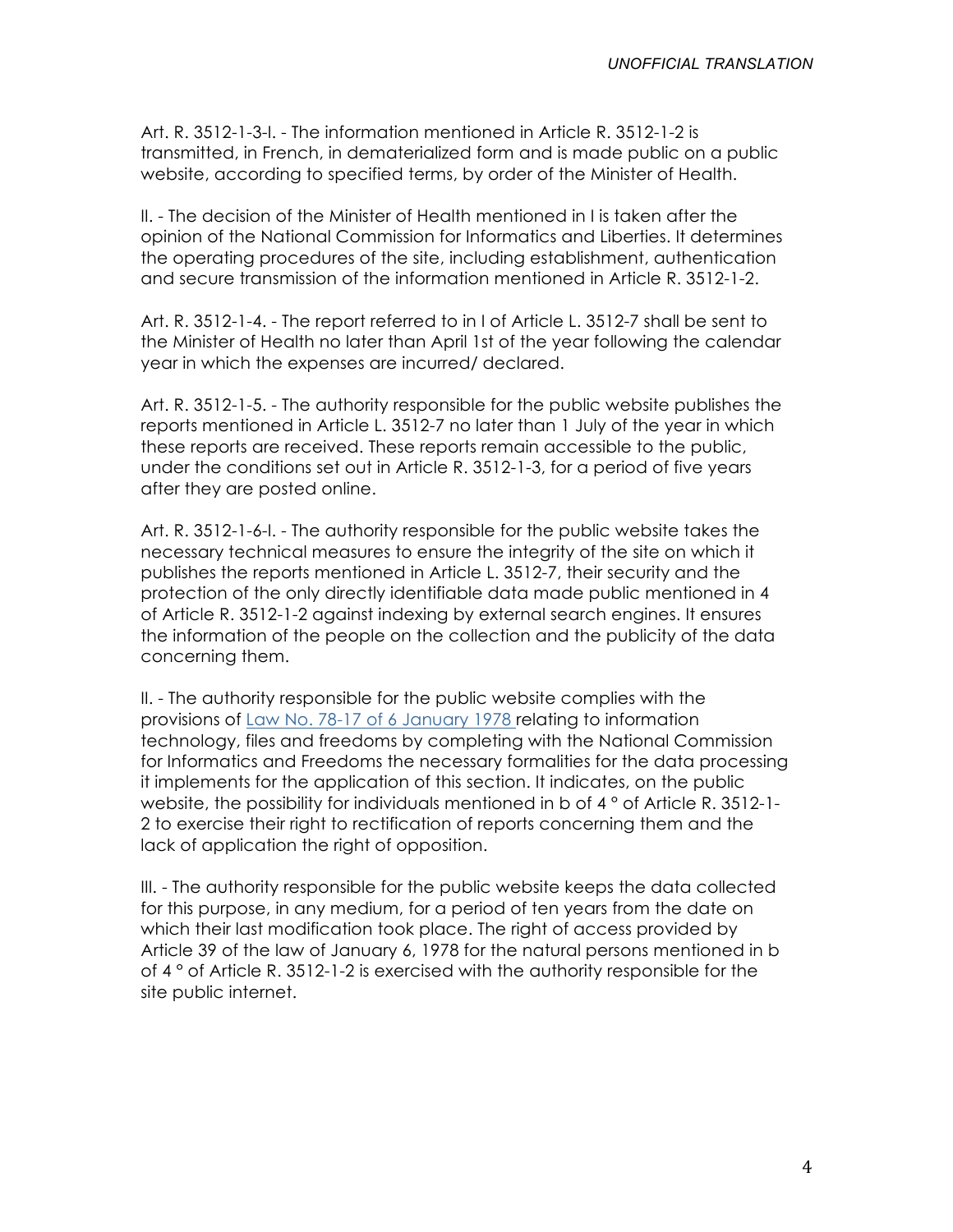Art. R. 3512-1-3-I. - The information mentioned in Article R. 3512-1-2 is transmitted, in French, in dematerialized form and is made public on a public website, according to specified terms, by order of the Minister of Health.

II. - The decision of the Minister of Health mentioned in I is taken after the opinion of the National Commission for Informatics and Liberties. It determines the operating procedures of the site, including establishment, authentication and secure transmission of the information mentioned in Article R. 3512-1-2.

Art. R. 3512-1-4. - The report referred to in I of Article L. 3512-7 shall be sent to the Minister of Health no later than April 1st of the year following the calendar year in which the expenses are incurred/ declared.

Art. R. 3512-1-5. - The authority responsible for the public website publishes the reports mentioned in Article L. 3512-7 no later than 1 July of the year in which these reports are received. These reports remain accessible to the public, under the conditions set out in Article R. 3512-1-3, for a period of five years after they are posted online.

Art. R. 3512-1-6-I. - The authority responsible for the public website takes the necessary technical measures to ensure the integrity of the site on which it publishes the reports mentioned in Article L. 3512-7, their security and the protection of the only directly identifiable data made public mentioned in 4 of Article R. 3512-1-2 against indexing by external search engines. It ensures the information of the people on the collection and the publicity of the data concerning them.

II. - The authority responsible for the public website complies with the provisions of Law No. 78-17 of 6 January 1978 relating to information technology, files and freedoms by completing with the National Commission for Informatics and Freedoms the necessary formalities for the data processing it implements for the application of this section. It indicates, on the public website, the possibility for individuals mentioned in b of 4 ° of Article R. 3512-1-2 to exercise their right to rectification of reports concerning them and the lack of application the right of opposition.

III. - The authority responsible for the public website keeps the data collected for this purpose, in any medium, for a period of ten years from the date on which their last modification took place. The right of access provided by Article 39 of the law of January 6, 1978 for the natural persons mentioned in b of 4 ° of Article R. 3512-1-2 is exercised with the authority responsible for the site public internet.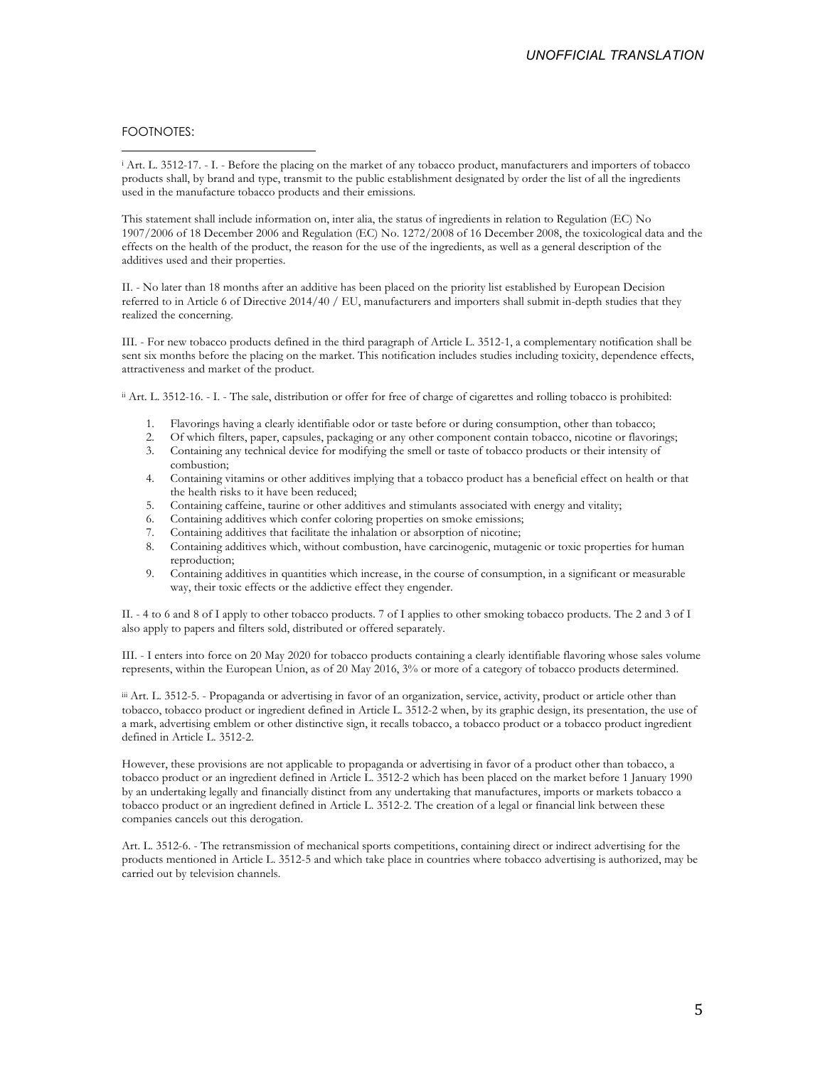FOOTNOTES:

[i] Art. L. 3512-17. - I. - Before the placing on the market of any tobacco product, manufacturers and importers of tobacco products shall, by brand and type, transmit to the public establishment designated by order the list of all the ingredients used in the manufacture tobacco products and their emissions.

This statement shall include information on, inter alia, the status of ingredients in relation to Regulation (EC) No 1907/2006 of 18 December 2006 and Regulation (EC) No. 1272/2008 of 16 December 2008, the toxicological data and the effects on the health of the product, the reason for the use of the ingredients, as well as a general description of the additives used and their properties.

II. - No later than 18 months after an additive has been placed on the priority list established by European Decision referred to in Article 6 of Directive 2014/40 / EU, manufacturers and importers shall submit in-depth studies that they realized the concerning.

III. - For new tobacco products defined in the third paragraph of Article L. 3512-1, a complementary notification shall be sent six months before the placing on the market. This notification includes studies including toxicity, dependence effects, attractiveness and market of the product.

[ii] Art. L. 3512-16. - I. - The sale, distribution or offer for free of charge of cigarettes and rolling tobacco is prohibited:

1. Flavorings having a clearly identifiable odor or taste before or during consumption, other than tobacco;
2. Of which filters, paper, capsules, packaging or any other component contain tobacco, nicotine or flavorings;
3. Containing any technical device for modifying the smell or taste of tobacco products or their intensity of combustion;
4. Containing vitamins or other additives implying that a tobacco product has a beneficial effect on health or that the health risks to it have been reduced;
5. Containing caffeine, taurine or other additives and stimulants associated with energy and vitality;
6. Containing additives which confer coloring properties on smoke emissions;
7. Containing additives that facilitate the inhalation or absorption of nicotine;
8. Containing additives which, without combustion, have carcinogenic, mutagenic or toxic properties for human reproduction;
9. Containing additives in quantities which increase, in the course of consumption, in a significant or measurable way, their toxic effects or the addictive effect they engender.

II. - 4 to 6 and 8 of I apply to other tobacco products. 7 of I applies to other smoking tobacco products. The 2 and 3 of I also apply to papers and filters sold, distributed or offered separately.

III. - I enters into force on 20 May 2020 for tobacco products containing a clearly identifiable flavoring whose sales volume represents, within the European Union, as of 20 May 2016, 3% or more of a category of tobacco products determined.

[iii] Art. L. 3512-5. - Propaganda or advertising in favor of an organization, service, activity, product or article other than tobacco, tobacco product or ingredient defined in Article L. 3512-2 when, by its graphic design, its presentation, the use of a mark, advertising emblem or other distinctive sign, it recalls tobacco, a tobacco product or a tobacco product ingredient defined in Article L. 3512-2.

However, these provisions are not applicable to propaganda or advertising in favor of a product other than tobacco, a tobacco product or an ingredient defined in Article L. 3512-2 which has been placed on the market before 1 January 1990 by an undertaking legally and financially distinct from any undertaking that manufactures, imports or markets tobacco a tobacco product or an ingredient defined in Article L. 3512-2. The creation of a legal or financial link between these companies cancels out this derogation.

Art. L. 3512-6. - The retransmission of mechanical sports competitions, containing direct or indirect advertising for the products mentioned in Article L. 3512-5 and which take place in countries where tobacco advertising is authorized, may be carried out by television channels.